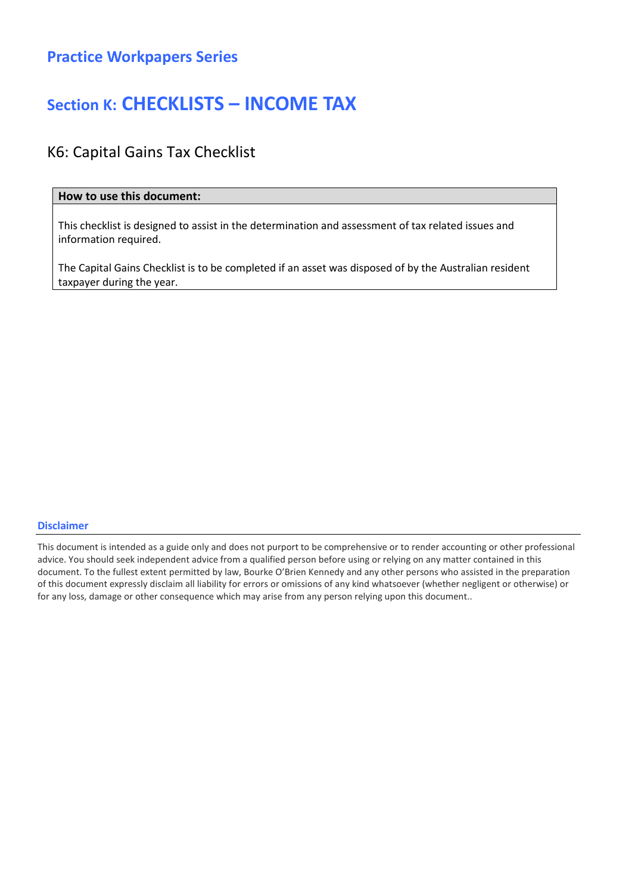## Practice Workpapers Series

# Section K: CHECKLISTS – INCOME TAX

## K6: Capital Gains Tax Checklist

| How to use this document: |
| --- |
| This checklist is designed to assist in the determination and assessment of tax related issues and information required.<br><br>The Capital Gains Checklist is to be completed if an asset was disposed of by the Australian resident taxpayer during the year. |

### Disclaimer

This document is intended as a guide only and does not purport to be comprehensive or to render accounting or other professional advice. You should seek independent advice from a qualified person before using or relying on any matter contained in this document. To the fullest extent permitted by law, Bourke O'Brien Kennedy and any other persons who assisted in the preparation of this document expressly disclaim all liability for errors or omissions of any kind whatsoever (whether negligent or otherwise) or for any loss, damage or other consequence which may arise from any person relying upon this document..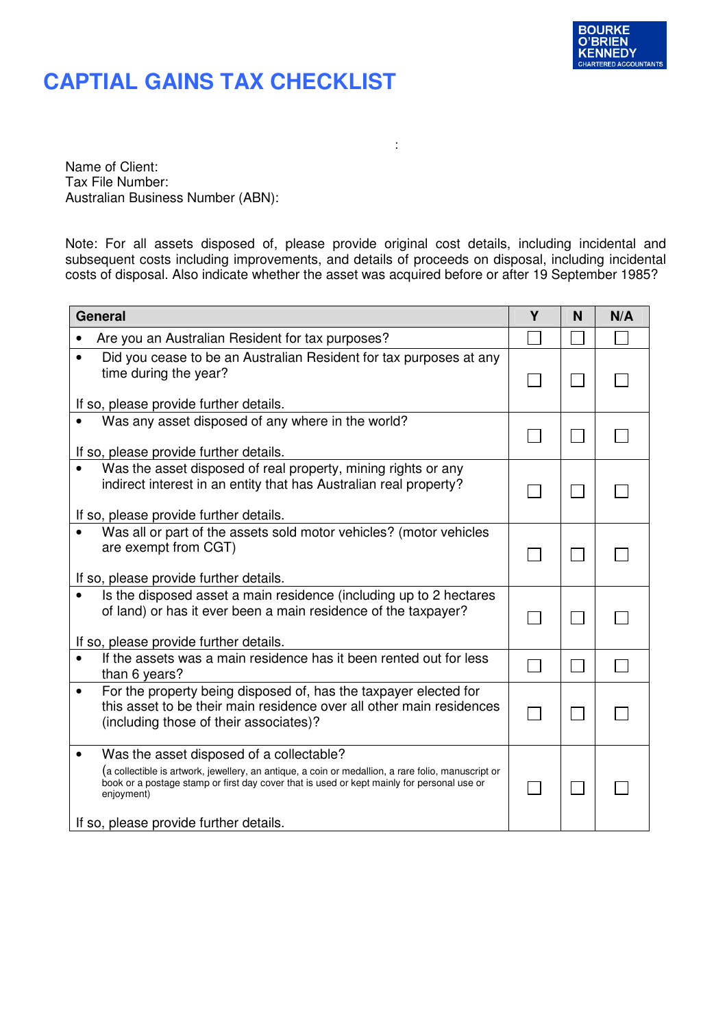BOURKE O'BRIEN KENNEDY CHARTERED ACCOUNTANTS

# CAPTIAL GAINS TAX CHECKLIST

:

Name of Client:
Tax File Number:
Australian Business Number (ABN):

Note: For all assets disposed of, please provide original cost details, including incidental and subsequent costs including improvements, and details of proceeds on disposal, including incidental costs of disposal. Also indicate whether the asset was acquired before or after 19 September 1985?

| General | Y | N | N/A |
|---|---|---|---|
| • Are you an Australian Resident for tax purposes? | ☐ | ☐ | ☐ |
| • Did you cease to be an Australian Resident for tax purposes at any time during the year?<br><br>If so, please provide further details. | ☐ | ☐ | ☐ |
| • Was any asset disposed of any where in the world?<br><br>If so, please provide further details. | ☐ | ☐ | ☐ |
| • Was the asset disposed of real property, mining rights or any indirect interest in an entity that has Australian real property?<br><br>If so, please provide further details. | ☐ | ☐ | ☐ |
| • Was all or part of the assets sold motor vehicles? (motor vehicles are exempt from CGT)<br><br>If so, please provide further details. | ☐ | ☐ | ☐ |
| • Is the disposed asset a main residence (including up to 2 hectares of land) or has it ever been a main residence of the taxpayer?<br><br>If so, please provide further details. | ☐ | ☐ | ☐ |
| • If the assets was a main residence has it been rented out for less than 6 years? | ☐ | ☐ | ☐ |
| • For the property being disposed of, has the taxpayer elected for this asset to be their main residence over all other main residences (including those of their associates)? | ☐ | ☐ | ☐ |
| • Was the asset disposed of a collectable?<br>(a collectible is artwork, jewellery, an antique, a coin or medallion, a rare folio, manuscript or book or a postage stamp or first day cover that is used or kept mainly for personal use or enjoyment)<br><br>If so, please provide further details. | ☐ | ☐ | ☐ |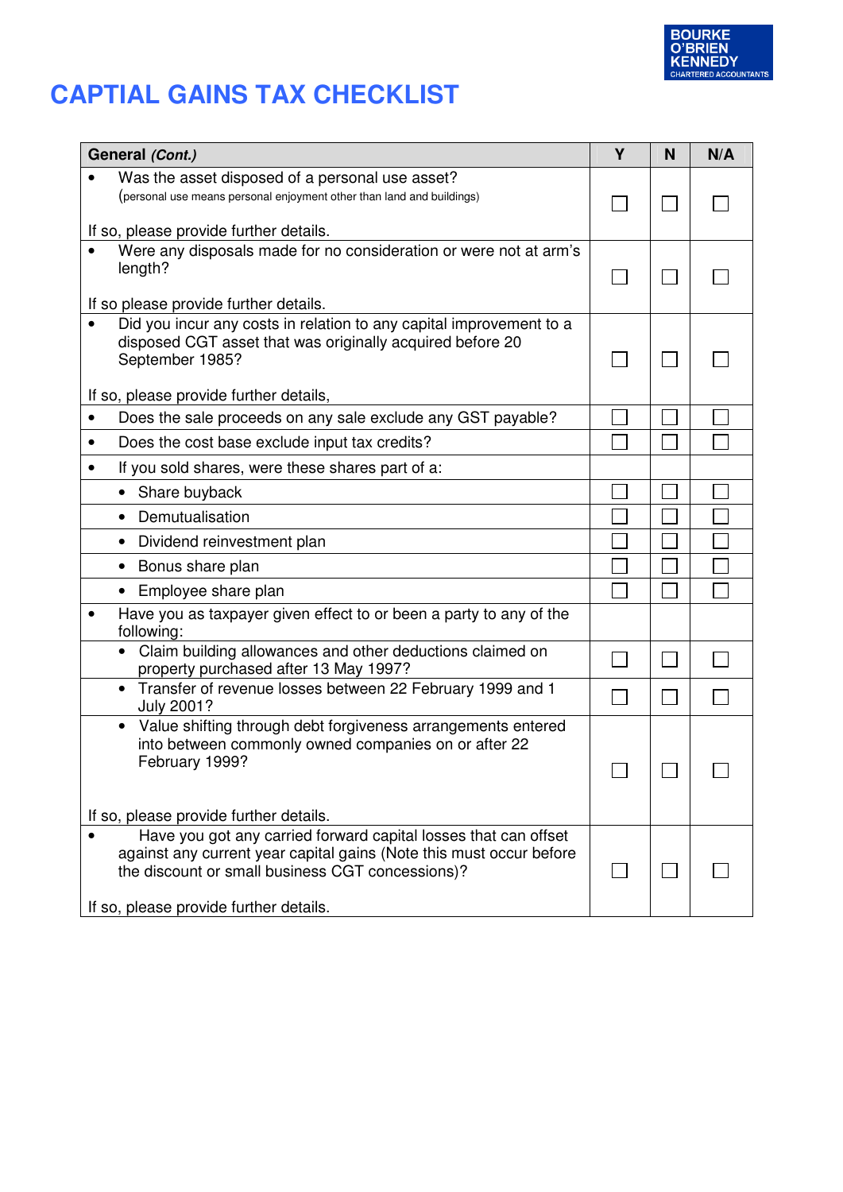BOURKE O'BRIEN KENNEDY
CHARTERED ACCOUNTANTS

# CAPTIAL GAINS TAX CHECKLIST

| **General** *(Cont.)* | **Y** | **N** | **N/A** |
|---|---|---|---|
| • Was the asset disposed of a personal use asset? (personal use means personal enjoyment other than land and buildings) If so, please provide further details. | ☐ | ☐ | ☐ |
| • Were any disposals made for no consideration or were not at arm's length? If so please provide further details. | ☐ | ☐ | ☐ |
| • Did you incur any costs in relation to any capital improvement to a disposed CGT asset that was originally acquired before 20 September 1985? If so, please provide further details, | ☐ | ☐ | ☐ |
| • Does the sale proceeds on any sale exclude any GST payable? | ☐ | ☐ | ☐ |
| • Does the cost base exclude input tax credits? | ☐ | ☐ | ☐ |
| • If you sold shares, were these shares part of a: | | | |
| &nbsp;&nbsp;&nbsp;&nbsp;• Share buyback | ☐ | ☐ | ☐ |
| &nbsp;&nbsp;&nbsp;&nbsp;• Demutualisation | ☐ | ☐ | ☐ |
| &nbsp;&nbsp;&nbsp;&nbsp;• Dividend reinvestment plan | ☐ | ☐ | ☐ |
| &nbsp;&nbsp;&nbsp;&nbsp;• Bonus share plan | ☐ | ☐ | ☐ |
| &nbsp;&nbsp;&nbsp;&nbsp;• Employee share plan | ☐ | ☐ | ☐ |
| • Have you as taxpayer given effect to or been a party to any of the following: | | | |
| &nbsp;&nbsp;&nbsp;&nbsp;• Claim building allowances and other deductions claimed on property purchased after 13 May 1997? | ☐ | ☐ | ☐ |
| &nbsp;&nbsp;&nbsp;&nbsp;• Transfer of revenue losses between 22 February 1999 and 1 July 2001? | ☐ | ☐ | ☐ |
| &nbsp;&nbsp;&nbsp;&nbsp;• Value shifting through debt forgiveness arrangements entered into between commonly owned companies on or after 22 February 1999? If so, please provide further details. | ☐ | ☐ | ☐ |
| • Have you got any carried forward capital losses that can offset against any current year capital gains (Note this must occur before the discount or small business CGT concessions)? If so, please provide further details. | ☐ | ☐ | ☐ |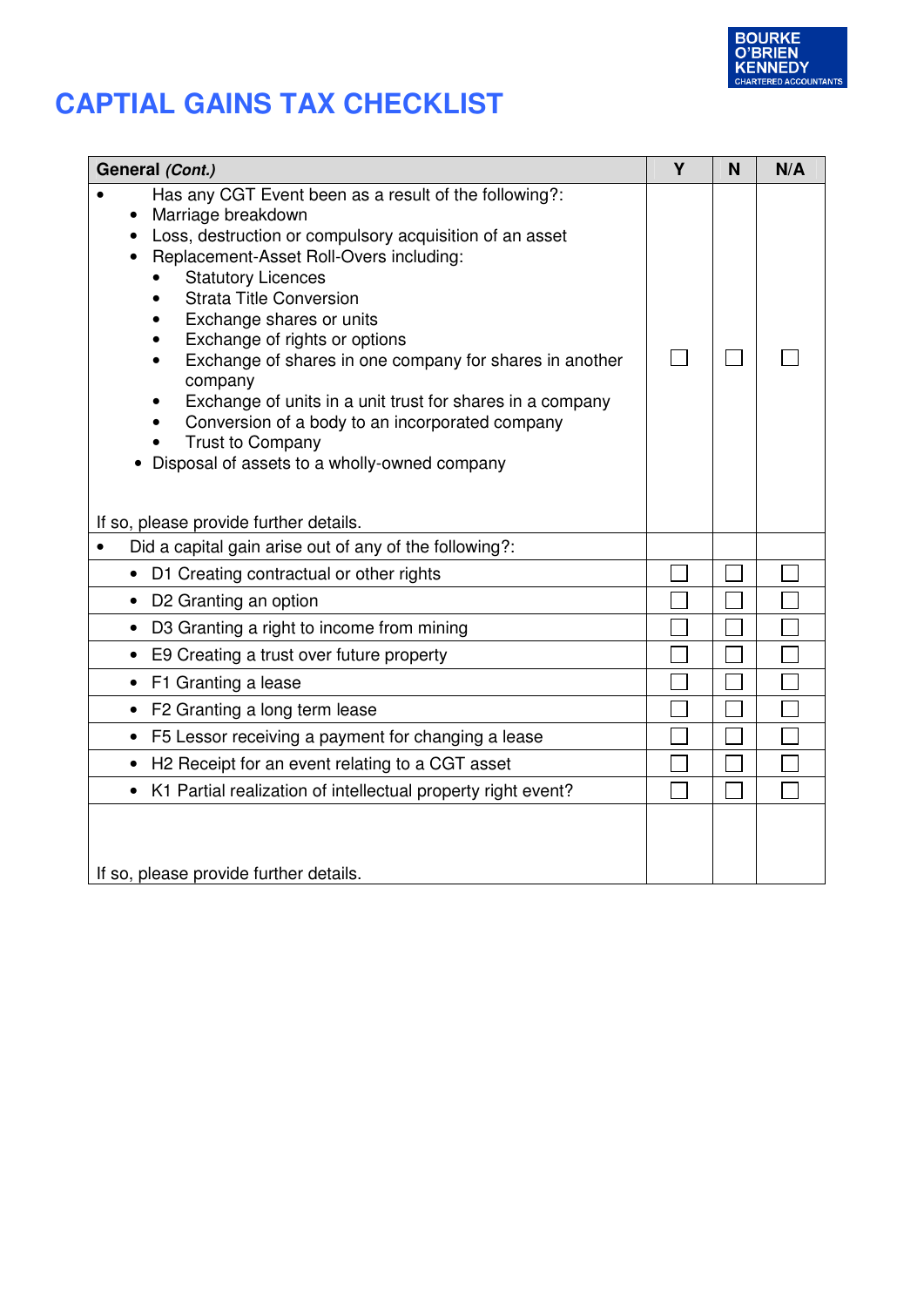BOURKE
O'BRIEN
KENNEDY
CHARTERED ACCOUNTANTS

# CAPTIAL GAINS TAX CHECKLIST

| General *(Cont.)* | Y | N | N/A |
|---|---|---|---|
| • Has any CGT Event been as a result of the following?:<br>• Marriage breakdown<br>• Loss, destruction or compulsory acquisition of an asset<br>• Replacement-Asset Roll-Overs including:<br>&nbsp;&nbsp;• Statutory Licences<br>&nbsp;&nbsp;• Strata Title Conversion<br>&nbsp;&nbsp;• Exchange shares or units<br>&nbsp;&nbsp;• Exchange of rights or options<br>&nbsp;&nbsp;• Exchange of shares in one company for shares in another company<br>&nbsp;&nbsp;• Exchange of units in a unit trust for shares in a company<br>&nbsp;&nbsp;• Conversion of a body to an incorporated company<br>&nbsp;&nbsp;• Trust to Company<br>• Disposal of assets to a wholly-owned company<br><br>If so, please provide further details. | ☐ | ☐ | ☐ |
| • Did a capital gain arise out of any of the following?: | | | |
| • D1 Creating contractual or other rights | ☐ | ☐ | ☐ |
| • D2 Granting an option | ☐ | ☐ | ☐ |
| • D3 Granting a right to income from mining | ☐ | ☐ | ☐ |
| • E9 Creating a trust over future property | ☐ | ☐ | ☐ |
| • F1 Granting a lease | ☐ | ☐ | ☐ |
| • F2 Granting a long term lease | ☐ | ☐ | ☐ |
| • F5 Lessor receiving a payment for changing a lease | ☐ | ☐ | ☐ |
| • H2 Receipt for an event relating to a CGT asset | ☐ | ☐ | ☐ |
| • K1 Partial realization of intellectual property right event? | ☐ | ☐ | ☐ |
| If so, please provide further details. | | | |